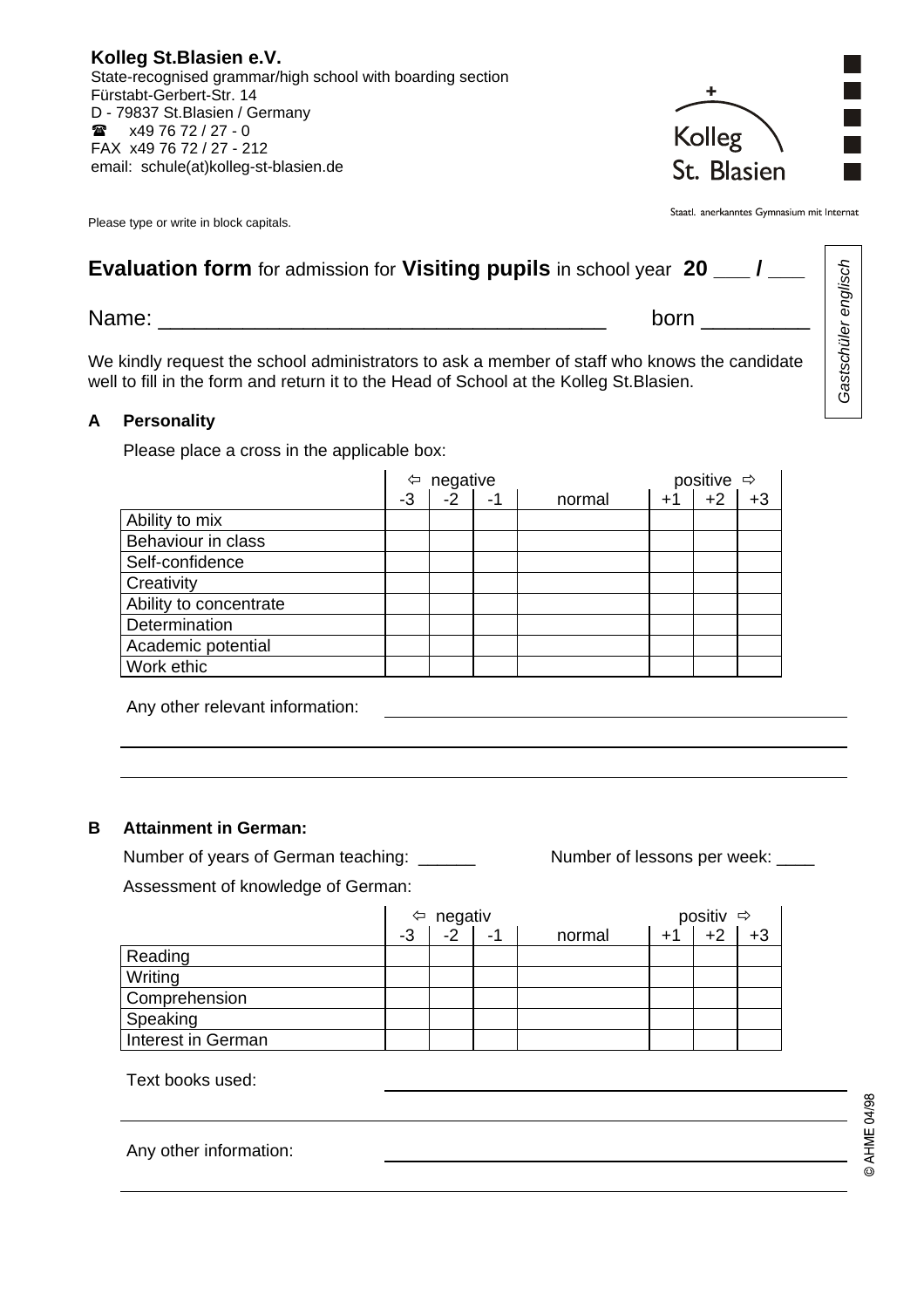**Kolleg St.Blasien e.V.**
State-recognised grammar/high school with boarding section
Fürstabt-Gerbert-Str. 14
D - 79837 St.Blasien / Germany
☎ x49 76 72 / 27 - 0
FAX x49 76 72 / 27 - 212
email: schule(at)kolleg-st-blasien.de

Kolleg St. Blasien

Staatl. anerkanntes Gymnasium mit Internat

Please type or write in block capitals.

*Gastschüler englisch*

**Evaluation form** for admission for **Visiting pupils** in school year **20** ___ **/** ___

Name: ____________________________________ born _________

We kindly request the school administrators to ask a member of staff who knows the candidate well to fill in the form and return it to the Head of School at the Kolleg St.Blasien.

**A Personality**

Please place a cross in the applicable box:

| | ⇦ negative | | | | positive ⇨ | | |
|---|---|---|---|---|---|---|---|
| | -3 | -2 | -1 | normal | +1 | +2 | +3 |
| Ability to mix | | | | | | | |
| Behaviour in class | | | | | | | |
| Self-confidence | | | | | | | |
| Creativity | | | | | | | |
| Ability to concentrate | | | | | | | |
| Determination | | | | | | | |
| Academic potential | | | | | | | |
| Work ethic | | | | | | | |

Any other relevant information: ____________________________________________

____________________________________________

____________________________________________

**B Attainment in German:**

Number of years of German teaching: ______ Number of lessons per week: ____

Assessment of knowledge of German:

| | ⇦ negativ | | | | positiv ⇨ | | |
|---|---|---|---|---|---|---|---|
| | -3 | -2 | -1 | normal | +1 | +2 | +3 |
| Reading | | | | | | | |
| Writing | | | | | | | |
| Comprehension | | | | | | | |
| Speaking | | | | | | | |
| Interest in German | | | | | | | |

Text books used: ____________________________________________

____________________________________________

Any other information: ____________________________________________

____________________________________________

© AHME 04/98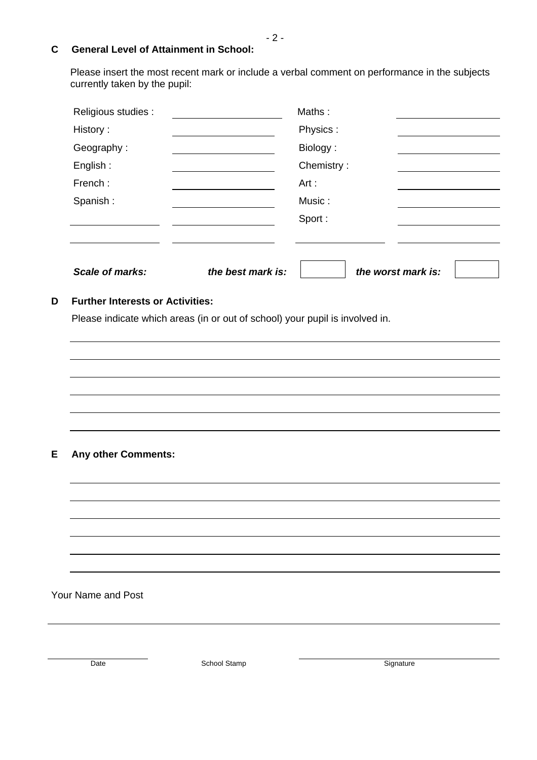## C General Level of Attainment in School:

Please insert the most recent mark or include a verbal comment on performance in the subjects currently taken by the pupil:

| | | | |
|---|---|---|---|
| Religious studies : | | Maths : | |
| History : | | Physics : | |
| Geography : | | Biology : | |
| English : | | Chemistry : | |
| French : | | Art : | |
| Spanish : | | Music : | |
| | | Sport : | |
| | | | |

***Scale of marks:*** ***the best mark is:*** ______ ***the worst mark is:*** ______

## D Further Interests or Activities:

Please indicate which areas (in or out of school) your pupil is involved in.

______________________________________________

______________________________________________

______________________________________________

______________________________________________

______________________________________________

______________________________________________

## E Any other Comments:

______________________________________________

______________________________________________

______________________________________________

______________________________________________

______________________________________________

______________________________________________

Your Name and Post

______________________________________________

Date School Stamp Signature